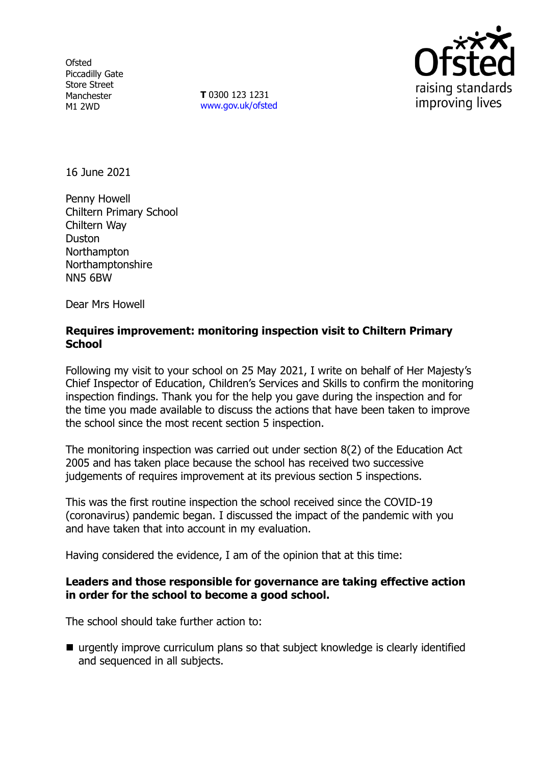Ofsted
Piccadilly Gate
Store Street
Manchester
M1 2WD

**T** 0300 123 1231
www.gov.uk/ofsted

16 June 2021

Penny Howell
Chiltern Primary School
Chiltern Way
Duston
Northampton
Northamptonshire
NN5 6BW

Dear Mrs Howell

**Requires improvement: monitoring inspection visit to Chiltern Primary School**

Following my visit to your school on 25 May 2021, I write on behalf of Her Majesty's Chief Inspector of Education, Children's Services and Skills to confirm the monitoring inspection findings. Thank you for the help you gave during the inspection and for the time you made available to discuss the actions that have been taken to improve the school since the most recent section 5 inspection.

The monitoring inspection was carried out under section 8(2) of the Education Act 2005 and has taken place because the school has received two successive judgements of requires improvement at its previous section 5 inspections.

This was the first routine inspection the school received since the COVID-19 (coronavirus) pandemic began. I discussed the impact of the pandemic with you and have taken that into account in my evaluation.

Having considered the evidence, I am of the opinion that at this time:

**Leaders and those responsible for governance are taking effective action in order for the school to become a good school.**

The school should take further action to:

- urgently improve curriculum plans so that subject knowledge is clearly identified and sequenced in all subjects.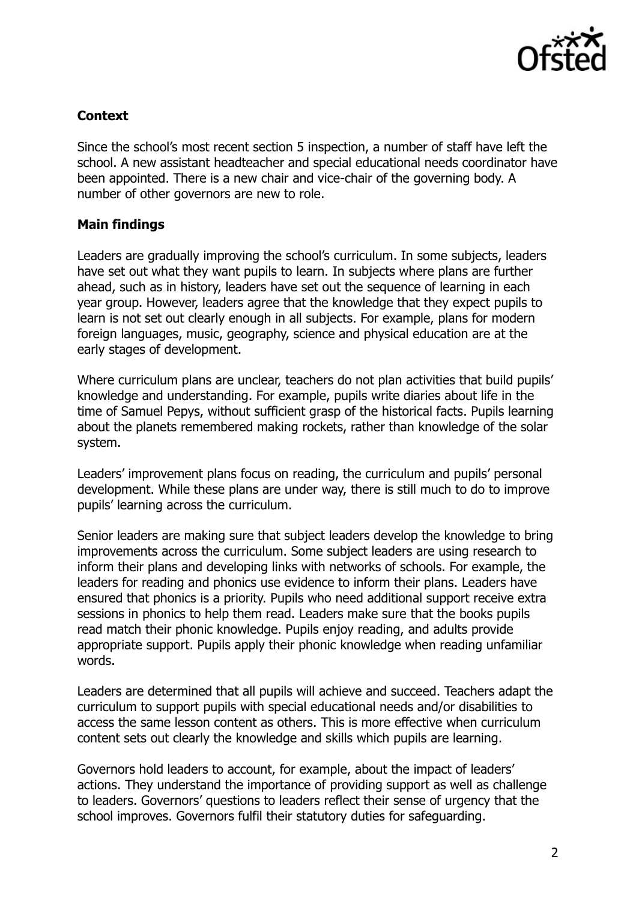## Context

Since the school's most recent section 5 inspection, a number of staff have left the school. A new assistant headteacher and special educational needs coordinator have been appointed. There is a new chair and vice-chair of the governing body. A number of other governors are new to role.

## Main findings

Leaders are gradually improving the school's curriculum. In some subjects, leaders have set out what they want pupils to learn. In subjects where plans are further ahead, such as in history, leaders have set out the sequence of learning in each year group. However, leaders agree that the knowledge that they expect pupils to learn is not set out clearly enough in all subjects. For example, plans for modern foreign languages, music, geography, science and physical education are at the early stages of development.

Where curriculum plans are unclear, teachers do not plan activities that build pupils' knowledge and understanding. For example, pupils write diaries about life in the time of Samuel Pepys, without sufficient grasp of the historical facts. Pupils learning about the planets remembered making rockets, rather than knowledge of the solar system.

Leaders' improvement plans focus on reading, the curriculum and pupils' personal development. While these plans are under way, there is still much to do to improve pupils' learning across the curriculum.

Senior leaders are making sure that subject leaders develop the knowledge to bring improvements across the curriculum. Some subject leaders are using research to inform their plans and developing links with networks of schools. For example, the leaders for reading and phonics use evidence to inform their plans. Leaders have ensured that phonics is a priority. Pupils who need additional support receive extra sessions in phonics to help them read. Leaders make sure that the books pupils read match their phonic knowledge. Pupils enjoy reading, and adults provide appropriate support. Pupils apply their phonic knowledge when reading unfamiliar words.

Leaders are determined that all pupils will achieve and succeed. Teachers adapt the curriculum to support pupils with special educational needs and/or disabilities to access the same lesson content as others. This is more effective when curriculum content sets out clearly the knowledge and skills which pupils are learning.

Governors hold leaders to account, for example, about the impact of leaders' actions. They understand the importance of providing support as well as challenge to leaders. Governors' questions to leaders reflect their sense of urgency that the school improves. Governors fulfil their statutory duties for safeguarding.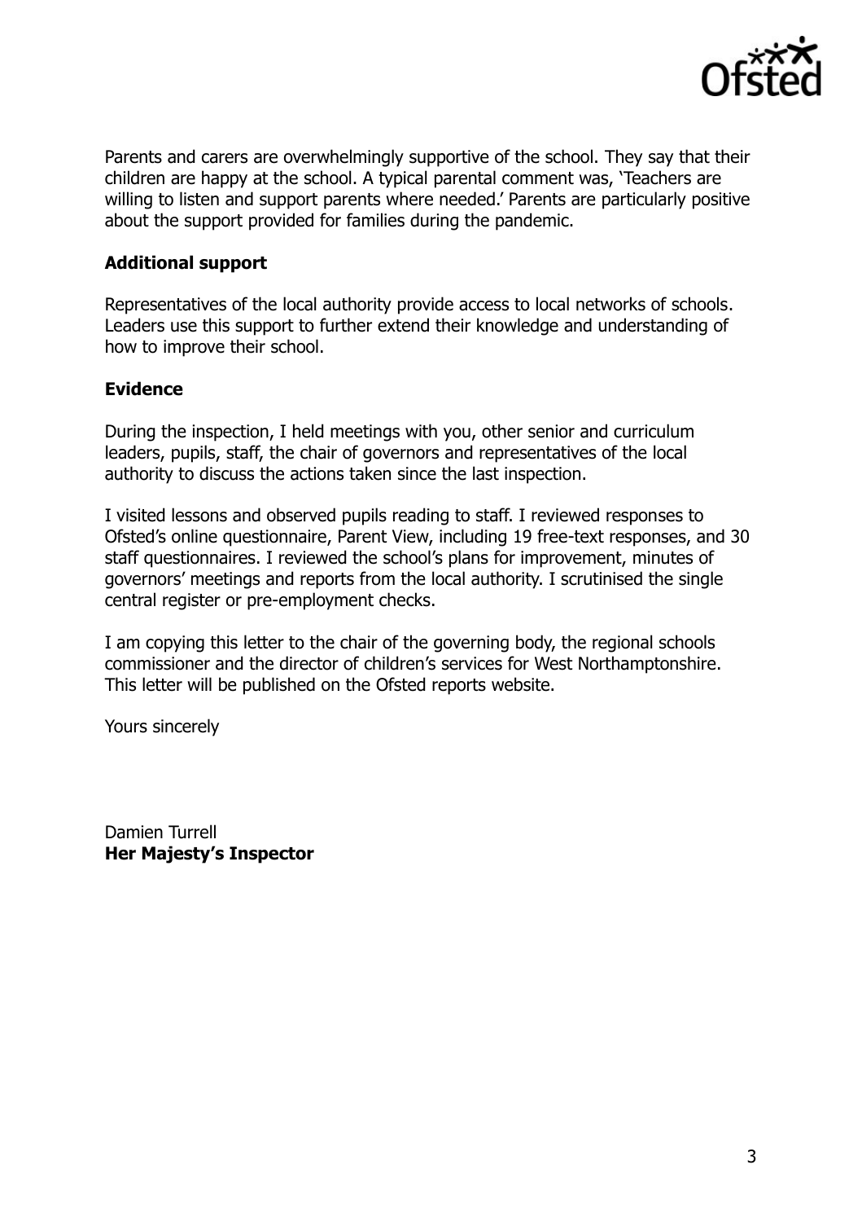Parents and carers are overwhelmingly supportive of the school. They say that their children are happy at the school. A typical parental comment was, 'Teachers are willing to listen and support parents where needed.' Parents are particularly positive about the support provided for families during the pandemic.

**Additional support**

Representatives of the local authority provide access to local networks of schools. Leaders use this support to further extend their knowledge and understanding of how to improve their school.

**Evidence**

During the inspection, I held meetings with you, other senior and curriculum leaders, pupils, staff, the chair of governors and representatives of the local authority to discuss the actions taken since the last inspection.

I visited lessons and observed pupils reading to staff. I reviewed responses to Ofsted's online questionnaire, Parent View, including 19 free-text responses, and 30 staff questionnaires. I reviewed the school's plans for improvement, minutes of governors' meetings and reports from the local authority. I scrutinised the single central register or pre-employment checks.

I am copying this letter to the chair of the governing body, the regional schools commissioner and the director of children's services for West Northamptonshire. This letter will be published on the Ofsted reports website.

Yours sincerely

Damien Turrell
**Her Majesty's Inspector**